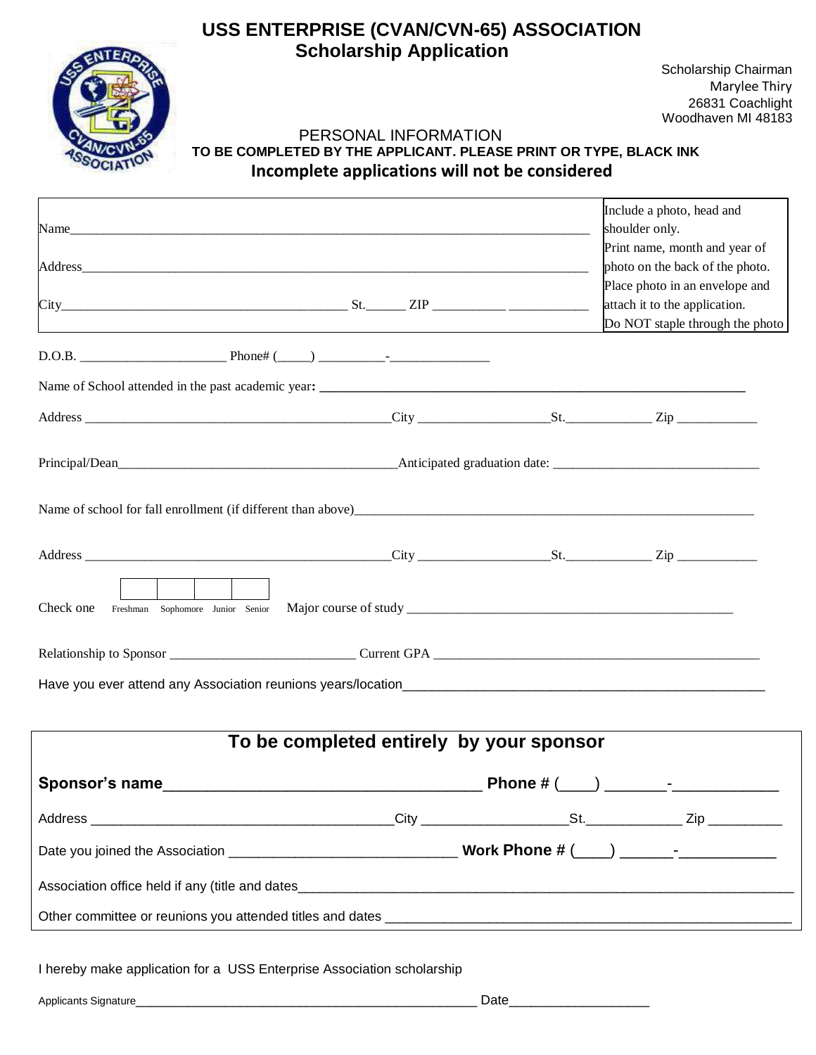# USS ENTERPRISE (CVAN/CVN-65) ASSOCIATION

## Scholarship Application

Scholarship Chairman
Marylee Thiry
26831 Coachlight
Woodhaven MI 48183

PERSONAL INFORMATION

**TO BE COMPLETED BY THE APPLICANT. PLEASE PRINT OR TYPE, BLACK INK**

**Incomplete applications will not be considered**

| | |
|---|---|
| Name________________________________________________ | Include a photo, head and shoulder only. |
| Address______________________________________________ | Print name, month and year of photo on the back of the photo. |
| City__________________________ St.______ ZIP __________ __________ | Place photo in an envelope and attach it to the application. Do NOT staple through the photo |

D.O.B. ____________________ Phone# (_____) _________-______________

Name of School attended in the past academic year: ____________________________________________

Address ______________________________________City __________________St.____________ Zip ___________

Principal/Dean______________________________________Anticipated graduation date: ___________________________

Name of school for fall enrollment (if different than above)_____________________________________________

Address ______________________________________City __________________St.____________ Zip ___________

Check one ☐ Freshman ☐ Sophomore ☐ Junior ☐ Senior Major course of study ______________________________________

Relationship to Sponsor _________________________ Current GPA _____________________________________________

Have you ever attend any Association reunions years/location______________________________________________

## To be completed entirely by your sponsor

**Sponsor's name**_________________________________ **Phone #** (____) _______-____________

Address ____________________________________City __________________St.____________ Zip _________

Date you joined the Association ___________________________ **Work Phone #** (____) ______-___________

Association office held if any (title and dates__________________________________________________________

Other committee or reunions you attended titles and dates _____________________________________________

I hereby make application for a USS Enterprise Association scholarship

Applicants Signature______________________________________________ Date__________________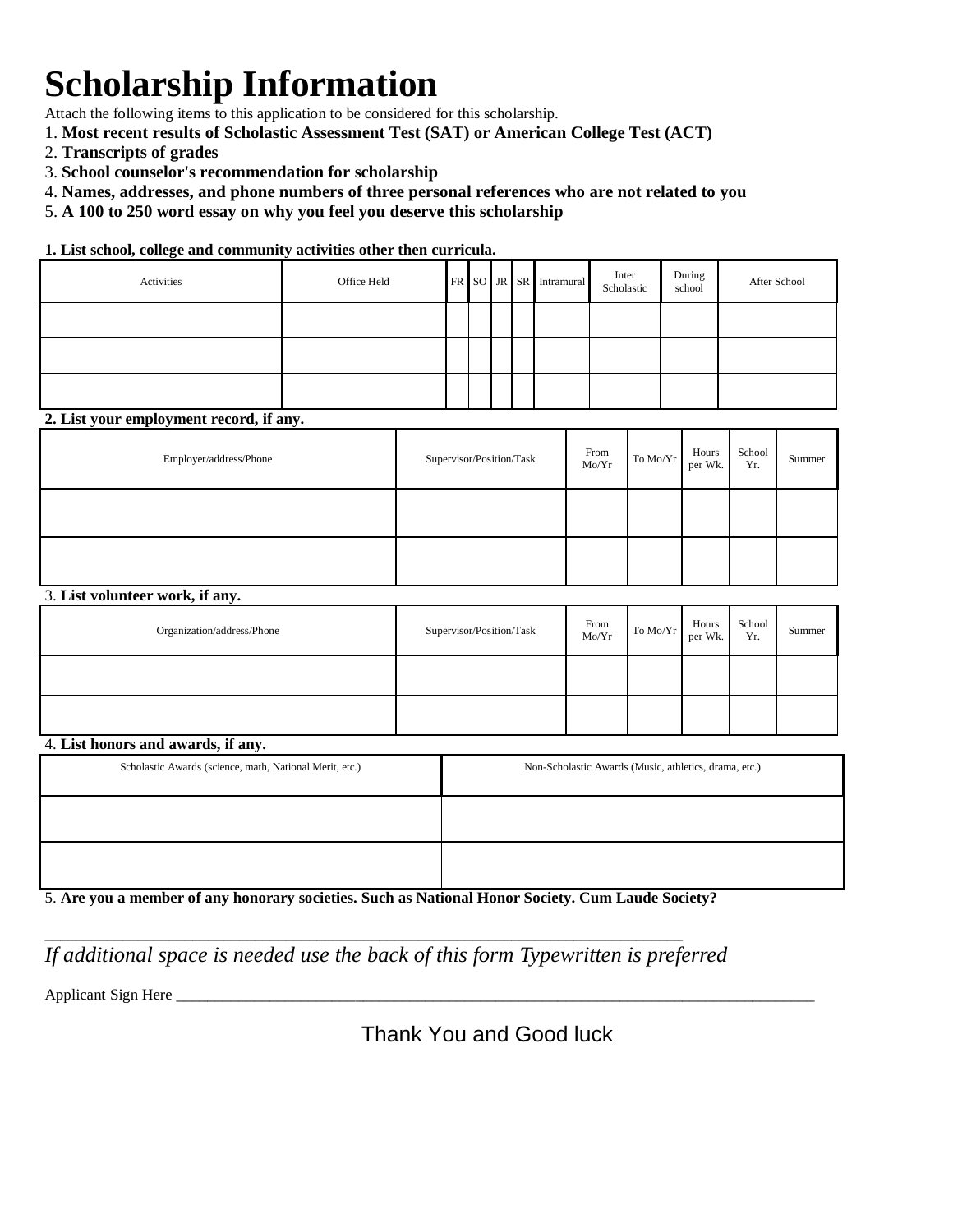# Scholarship Information

Attach the following items to this application to be considered for this scholarship.

1. **Most recent results of Scholastic Assessment Test (SAT) or American College Test (ACT)**
2. **Transcripts of grades**
3. **School counselor's recommendation for scholarship**
4. **Names, addresses, and phone numbers of three personal references who are not related to you**
5. **A 100 to 250 word essay on why you feel you deserve this scholarship**

**1. List school, college and community activities other then curricula.**

| Activities | Office Held | FR | SO | JR | SR | Intramural | Inter Scholastic | During school | After School |
|---|---|---|---|---|---|---|---|---|---|
| | | | | | | | | | |
| | | | | | | | | | |
| | | | | | | | | | |

**2. List your employment record, if any.**

| Employer/address/Phone | Supervisor/Position/Task | From Mo/Yr | To Mo/Yr | Hours per Wk. | School Yr. | Summer |
|---|---|---|---|---|---|---|
| | | | | | | |
| | | | | | | |

3. **List volunteer work, if any.**

| Organization/address/Phone | Supervisor/Position/Task | From Mo/Yr | To Mo/Yr | Hours per Wk. | School Yr. | Summer |
|---|---|---|---|---|---|---|
| | | | | | | |
| | | | | | | |

4. **List honors and awards, if any.**

| Scholastic Awards (science, math, National Merit, etc.) | Non-Scholastic Awards (Music, athletics, drama, etc.) |
|---|---|
| | |
| | |

5. **Are you a member of any honorary societies. Such as National Honor Society. Cum Laude Society?**

_______________________________________________________________________

*If additional space is needed use the back of this form Typewritten is preferred*

Applicant Sign Here _______________________________________________________________________

Thank You and Good luck